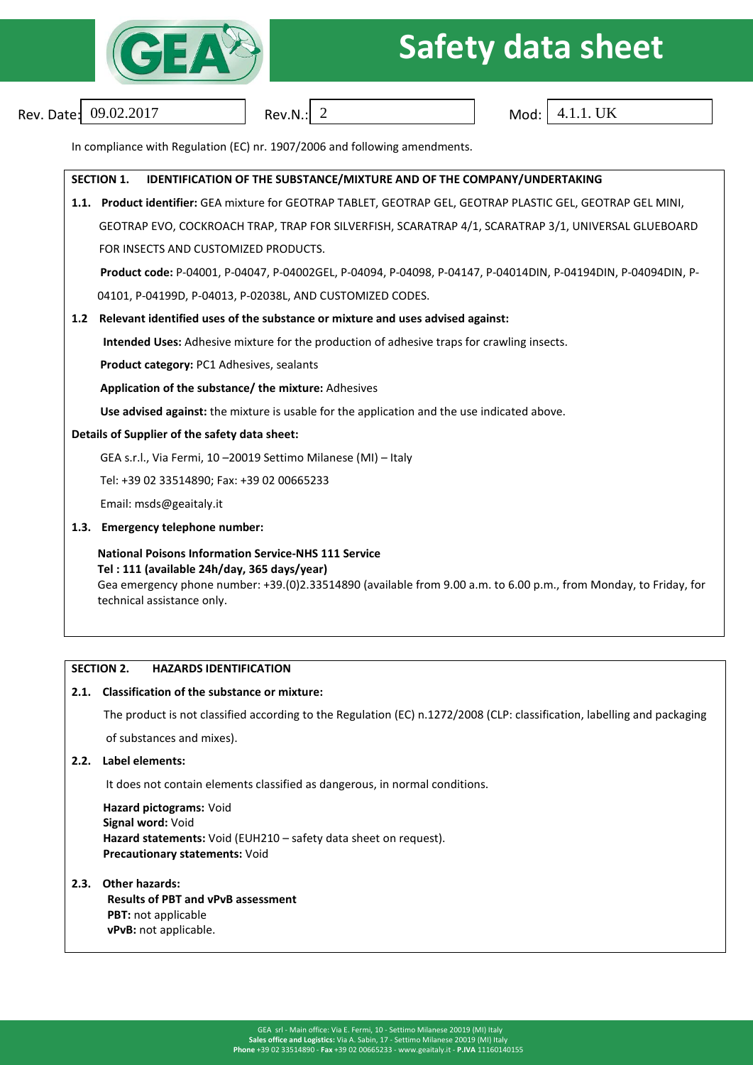# Safety data sheet

Rev. Date: 09.02.2017 | Rev.N.: 2 | Mod: 4.1.1. UK

In compliance with Regulation (EC) nr. 1907/2006 and following amendments.

## SECTION 1. IDENTIFICATION OF THE SUBSTANCE/MIXTURE AND OF THE COMPANY/UNDERTAKING

**1.1. Product identifier:** GEA mixture for GEOTRAP TABLET, GEOTRAP GEL, GEOTRAP PLASTIC GEL, GEOTRAP GEL MINI, GEOTRAP EVO, COCKROACH TRAP, TRAP FOR SILVERFISH, SCARATRAP 4/1, SCARATRAP 3/1, UNIVERSAL GLUEBOARD FOR INSECTS AND CUSTOMIZED PRODUCTS.

**Product code:** P-04001, P-04047, P-04002GEL, P-04094, P-04098, P-04147, P-04014DIN, P-04194DIN, P-04094DIN, P-04101, P-04199D, P-04013, P-02038L, AND CUSTOMIZED CODES.

**1.2 Relevant identified uses of the substance or mixture and uses advised against:**

**Intended Uses:** Adhesive mixture for the production of adhesive traps for crawling insects.

**Product category:** PC1 Adhesives, sealants

**Application of the substance/ the mixture:** Adhesives

**Use advised against:** the mixture is usable for the application and the use indicated above.

**Details of Supplier of the safety data sheet:**

GEA s.r.l., Via Fermi, 10 –20019 Settimo Milanese (MI) – Italy

Tel: +39 02 33514890; Fax: +39 02 00665233

Email: msds@geaitaly.it

**1.3. Emergency telephone number:**

**National Poisons Information Service-NHS 111 Service**
**Tel : 111 (available 24h/day, 365 days/year)**
Gea emergency phone number: +39.(0)2.33514890 (available from 9.00 a.m. to 6.00 p.m., from Monday, to Friday, for technical assistance only.

## SECTION 2. HAZARDS IDENTIFICATION

**2.1. Classification of the substance or mixture:**

The product is not classified according to the Regulation (EC) n.1272/2008 (CLP: classification, labelling and packaging of substances and mixes).

**2.2. Label elements:**

It does not contain elements classified as dangerous, in normal conditions.

**Hazard pictograms:** Void
**Signal word:** Void
**Hazard statements:** Void (EUH210 – safety data sheet on request).
**Precautionary statements:** Void

**2.3. Other hazards:**
**Results of PBT and vPvB assessment**
**PBT:** not applicable
**vPvB:** not applicable.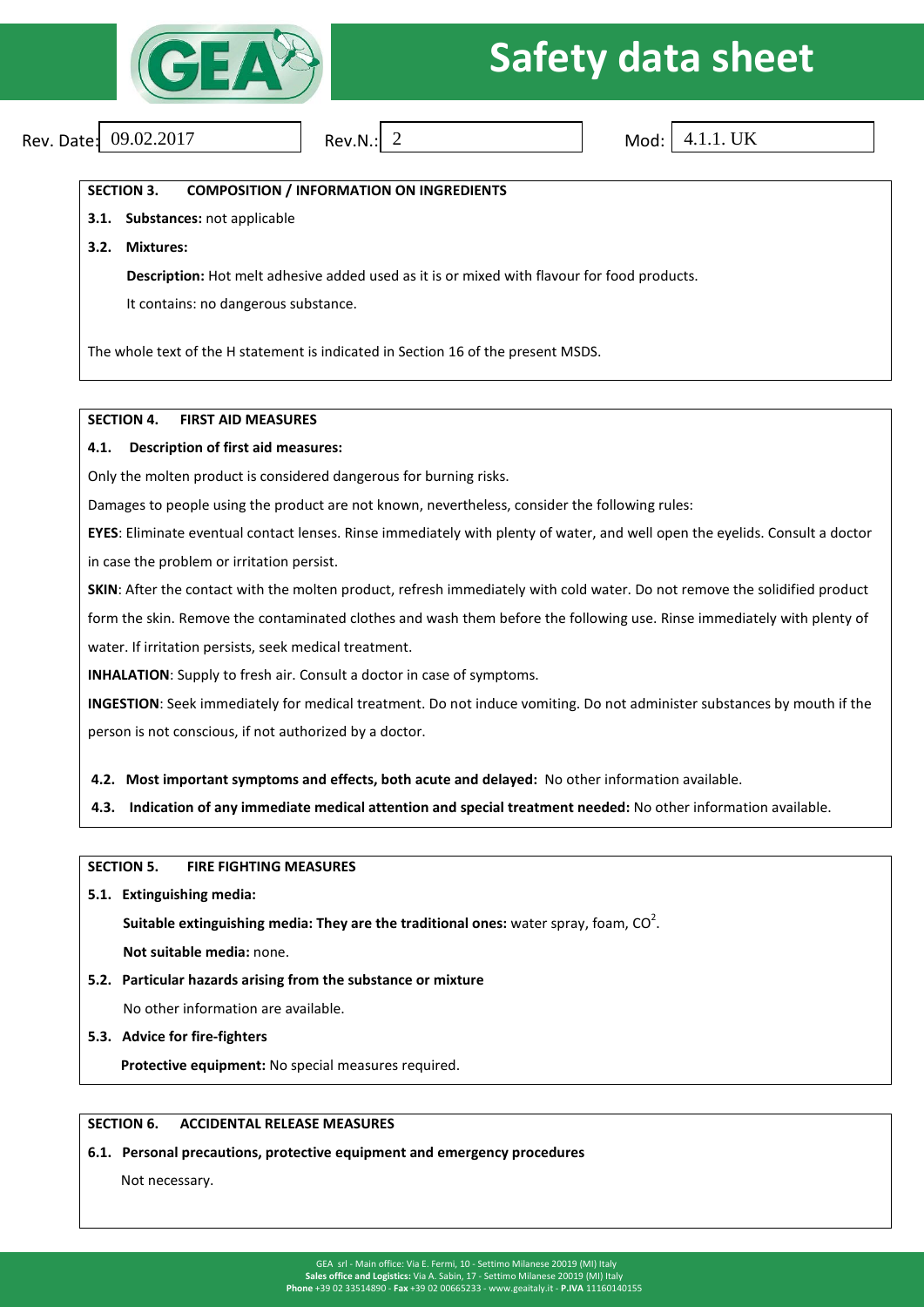Rev. Date: 09.02.2017 | Rev.N.: 2 | Mod: 4.1.1. UK

## SECTION 3. COMPOSITION / INFORMATION ON INGREDIENTS

**3.1. Substances:** not applicable

**3.2. Mixtures:**

**Description:** Hot melt adhesive added used as it is or mixed with flavour for food products.

It contains: no dangerous substance.

The whole text of the H statement is indicated in Section 16 of the present MSDS.

## SECTION 4. FIRST AID MEASURES

**4.1. Description of first aid measures:**

Only the molten product is considered dangerous for burning risks.

Damages to people using the product are not known, nevertheless, consider the following rules:

**EYES**: Eliminate eventual contact lenses. Rinse immediately with plenty of water, and well open the eyelids. Consult a doctor in case the problem or irritation persist.

**SKIN**: After the contact with the molten product, refresh immediately with cold water. Do not remove the solidified product form the skin. Remove the contaminated clothes and wash them before the following use. Rinse immediately with plenty of water. If irritation persists, seek medical treatment.

**INHALATION**: Supply to fresh air. Consult a doctor in case of symptoms.

**INGESTION**: Seek immediately for medical treatment. Do not induce vomiting. Do not administer substances by mouth if the person is not conscious, if not authorized by a doctor.

**4.2. Most important symptoms and effects, both acute and delayed:** No other information available.

**4.3. Indication of any immediate medical attention and special treatment needed:** No other information available.

## SECTION 5. FIRE FIGHTING MEASURES

**5.1. Extinguishing media:**

**Suitable extinguishing media: They are the traditional ones:** water spray, foam, $CO^2$.

**Not suitable media:** none.

**5.2. Particular hazards arising from the substance or mixture**

No other information are available.

**5.3. Advice for fire-fighters**

**Protective equipment:** No special measures required.

## SECTION 6. ACCIDENTAL RELEASE MEASURES

**6.1. Personal precautions, protective equipment and emergency procedures**

Not necessary.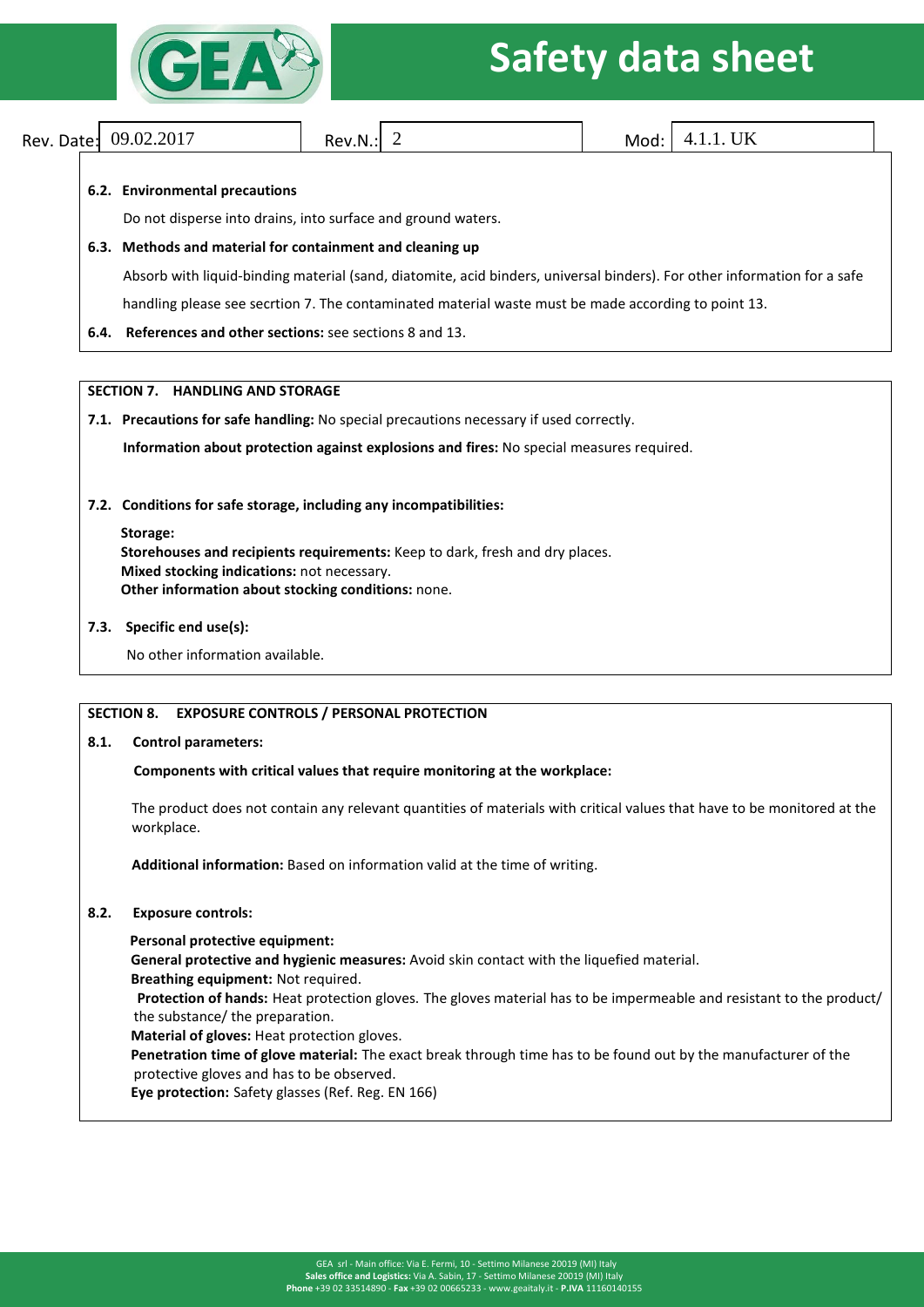#### 6.2. Environmental precautions

Do not disperse into drains, into surface and ground waters.

#### 6.3. Methods and material for containment and cleaning up

Absorb with liquid-binding material (sand, diatomite, acid binders, universal binders). For other information for a safe handling please see secrtion 7. The contaminated material waste must be made according to point 13.

**6.4. References and other sections:** see sections 8 and 13.

## SECTION 7. HANDLING AND STORAGE

**7.1. Precautions for safe handling:** No special precautions necessary if used correctly.

**Information about protection against explosions and fires:** No special measures required.

#### 7.2. Conditions for safe storage, including any incompatibilities:

**Storage:**
**Storehouses and recipients requirements:** Keep to dark, fresh and dry places.
**Mixed stocking indications:** not necessary.
**Other information about stocking conditions:** none.

#### 7.3. Specific end use(s):

No other information available.

## SECTION 8. EXPOSURE CONTROLS / PERSONAL PROTECTION

#### 8.1. Control parameters:

**Components with critical values that require monitoring at the workplace:**

The product does not contain any relevant quantities of materials with critical values that have to be monitored at the workplace.

**Additional information:** Based on information valid at the time of writing.

#### 8.2. Exposure controls:

**Personal protective equipment:**
**General protective and hygienic measures:** Avoid skin contact with the liquefied material.
**Breathing equipment:** Not required.
**Protection of hands:** Heat protection gloves. The gloves material has to be impermeable and resistant to the product/ the substance/ the preparation.
**Material of gloves:** Heat protection gloves.
**Penetration time of glove material:** The exact break through time has to be found out by the manufacturer of the protective gloves and has to be observed.
**Eye protection:** Safety glasses (Ref. Reg. EN 166)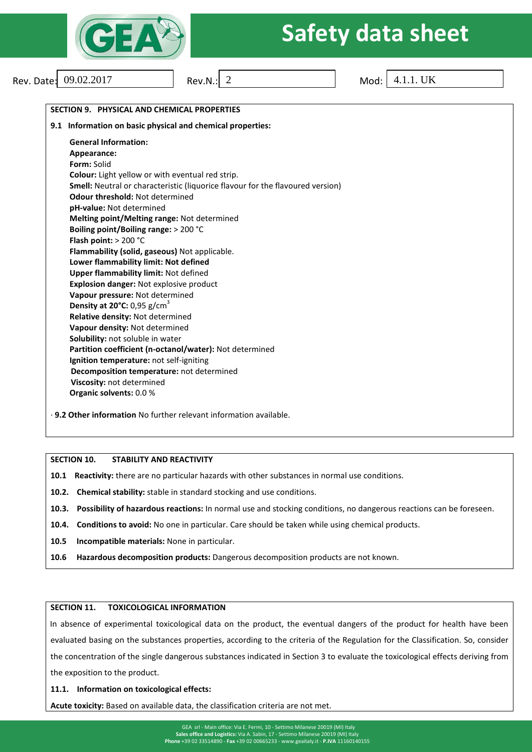Rev. Date: 09.02.2017 | Rev.N.: 2 | Mod: 4.1.1. UK

## SECTION 9. PHYSICAL AND CHEMICAL PROPERTIES

**9.1 Information on basic physical and chemical properties:**

**General Information:**
**Appearance:**
**Form:** Solid
**Colour:** Light yellow or with eventual red strip.
**Smell:** Neutral or characteristic (liquorice flavour for the flavoured version)
**Odour threshold:** Not determined
**pH-value:** Not determined
**Melting point/Melting range:** Not determined
**Boiling point/Boiling range:** > 200 °C
**Flash point:** > 200 °C
**Flammability (solid, gaseous)** Not applicable.
**Lower flammability limit: Not defined**
**Upper flammability limit:** Not defined
**Explosion danger:** Not explosive product
**Vapour pressure:** Not determined
**Density at 20°C:** 0,95 g/cm$^3$
**Relative density:** Not determined
**Vapour density:** Not determined
**Solubility:** not soluble in water
**Partition coefficient (n-octanol/water):** Not determined
**Ignition temperature:** not self-igniting
**Decomposition temperature:** not determined
**Viscosity:** not determined
**Organic solvents:** 0.0 %

· **9.2 Other information** No further relevant information available.

## SECTION 10. STABILITY AND REACTIVITY

**10.1 Reactivity:** there are no particular hazards with other substances in normal use conditions.

**10.2. Chemical stability:** stable in standard stocking and use conditions.

**10.3. Possibility of hazardous reactions:** In normal use and stocking conditions, no dangerous reactions can be foreseen.

**10.4. Conditions to avoid:** No one in particular. Care should be taken while using chemical products.

**10.5 Incompatible materials:** None in particular.

**10.6 Hazardous decomposition products:** Dangerous decomposition products are not known.

## SECTION 11. TOXICOLOGICAL INFORMATION

In absence of experimental toxicological data on the product, the eventual dangers of the product for health have been evaluated basing on the substances properties, according to the criteria of the Regulation for the Classification. So, consider the concentration of the single dangerous substances indicated in Section 3 to evaluate the toxicological effects deriving from the exposition to the product.

**11.1. Information on toxicological effects:**

**Acute toxicity:** Based on available data, the classification criteria are not met.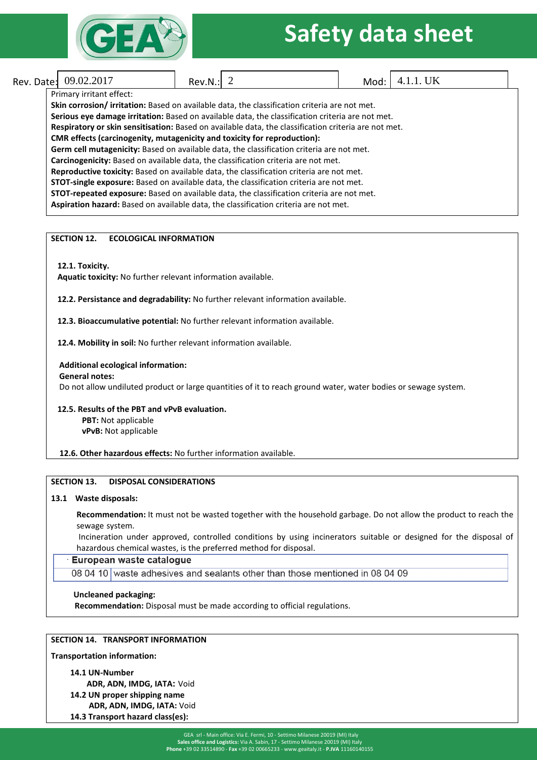Primary irritant effect:

**Skin corrosion/ irritation:** Based on available data, the classification criteria are not met.
**Serious eye damage irritation:** Based on available data, the classification criteria are not met.
**Respiratory or skin sensitisation:** Based on available data, the classification criteria are not met.
**CMR effects (carcinogenity, mutagenicity and toxicity for reproduction):**
**Germ cell mutagenicity:** Based on available data, the classification criteria are not met.
**Carcinogenicity:** Based on available data, the classification criteria are not met.
**Reproductive toxicity:** Based on available data, the classification criteria are not met.
**STOT-single exposure:** Based on available data, the classification criteria are not met.
**STOT-repeated exposure:** Based on available data, the classification criteria are not met.
**Aspiration hazard:** Based on available data, the classification criteria are not met.

## SECTION 12. ECOLOGICAL INFORMATION

**12.1. Toxicity.**
**Aquatic toxicity:** No further relevant information available.

**12.2. Persistance and degradability:** No further relevant information available.

**12.3. Bioaccumulative potential:** No further relevant information available.

**12.4. Mobility in soil:** No further relevant information available.

**Additional ecological information:**
**General notes:**
Do not allow undiluted product or large quantities of it to reach ground water, water bodies or sewage system.

**12.5. Results of the PBT and vPvB evaluation.**
**PBT:** Not applicable
**vPvB:** Not applicable

**12.6. Other hazardous effects:** No further information available.

## SECTION 13. DISPOSAL CONSIDERATIONS

**13.1 Waste disposals:**

**Recommendation:** It must not be wasted together with the household garbage. Do not allow the product to reach the sewage system.
Incineration under approved, controlled conditions by using incinerators suitable or designed for the disposal of hazardous chemical wastes, is the preferred method for disposal.

| European waste catalogue | |
|---|---|
| 08 04 10 | waste adhesives and sealants other than those mentioned in 08 04 09 |

**Uncleaned packaging:**
**Recommendation:** Disposal must be made according to official regulations.

## SECTION 14. TRANSPORT INFORMATION

**Transportation information:**

**14.1 UN-Number**
**ADR, ADN, IMDG, IATA:** Void
**14.2 UN proper shipping name**
**ADR, ADN, IMDG, IATA:** Void
**14.3 Transport hazard class(es):**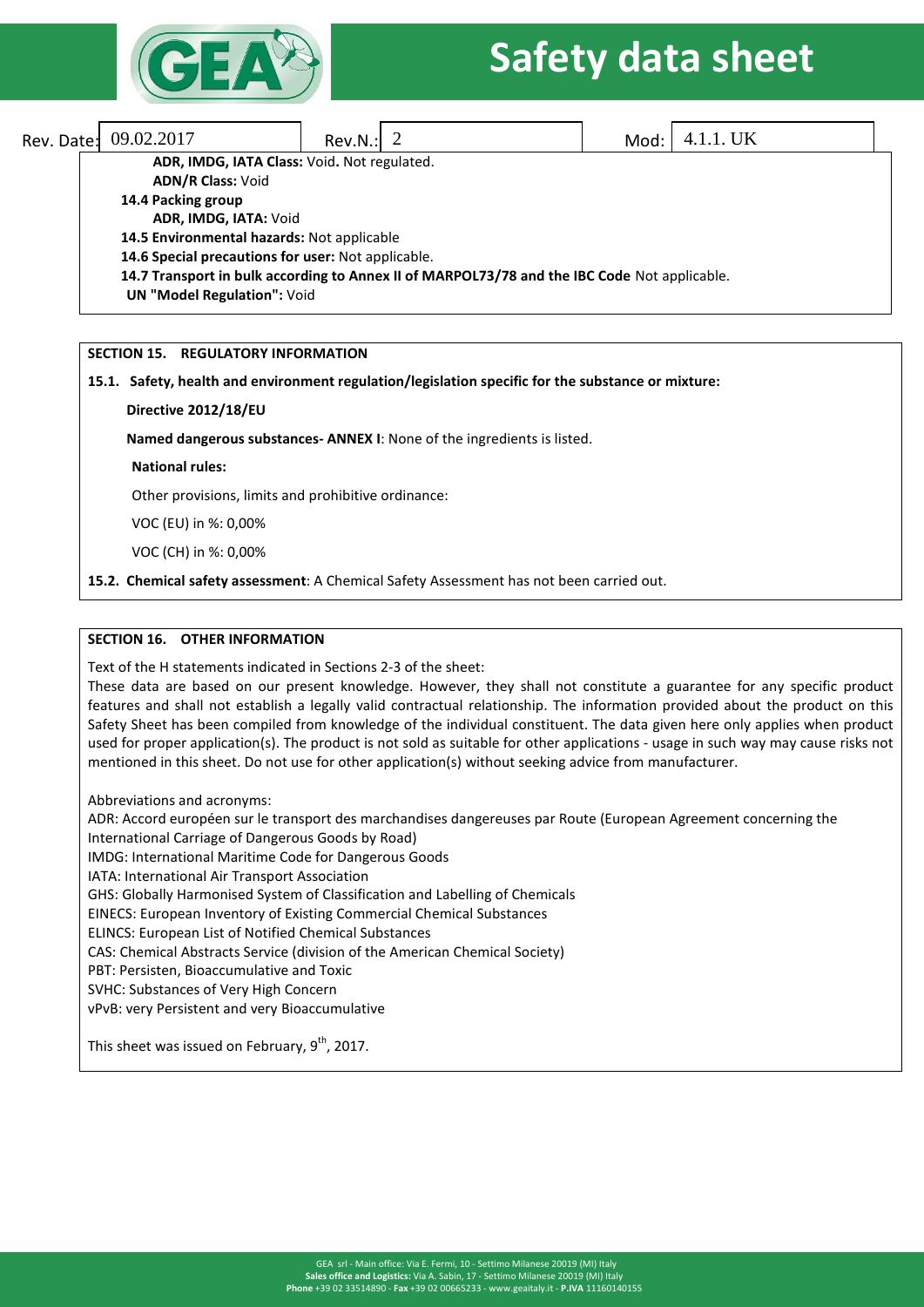**ADR, IMDG, IATA Class:** Void**.** Not regulated.

**ADN/R Class:** Void

**14.4 Packing group**

**ADR, IMDG, IATA:** Void

**14.5 Environmental hazards:** Not applicable

**14.6 Special precautions for user:** Not applicable.

**14.7 Transport in bulk according to Annex II of MARPOL73/78 and the IBC Code** Not applicable.

**UN "Model Regulation":** Void

## SECTION 15. REGULATORY INFORMATION

**15.1. Safety, health and environment regulation/legislation specific for the substance or mixture:**

**Directive 2012/18/EU**

**Named dangerous substances- ANNEX I**: None of the ingredients is listed.

**National rules:**

Other provisions, limits and prohibitive ordinance:

VOC (EU) in %: 0,00%

VOC (CH) in %: 0,00%

**15.2. Chemical safety assessment**: A Chemical Safety Assessment has not been carried out.

## SECTION 16. OTHER INFORMATION

Text of the H statements indicated in Sections 2-3 of the sheet:

These data are based on our present knowledge. However, they shall not constitute a guarantee for any specific product features and shall not establish a legally valid contractual relationship. The information provided about the product on this Safety Sheet has been compiled from knowledge of the individual constituent. The data given here only applies when product used for proper application(s). The product is not sold as suitable for other applications - usage in such way may cause risks not mentioned in this sheet. Do not use for other application(s) without seeking advice from manufacturer.

Abbreviations and acronyms:

ADR: Accord européen sur le transport des marchandises dangereuses par Route (European Agreement concerning the International Carriage of Dangerous Goods by Road)

IMDG: International Maritime Code for Dangerous Goods

IATA: International Air Transport Association

GHS: Globally Harmonised System of Classification and Labelling of Chemicals

EINECS: European Inventory of Existing Commercial Chemical Substances

ELINCS: European List of Notified Chemical Substances

CAS: Chemical Abstracts Service (division of the American Chemical Society)

PBT: Persisten, Bioaccumulative and Toxic

SVHC: Substances of Very High Concern

vPvB: very Persistent and very Bioaccumulative

This sheet was issued on February, 9th, 2017.